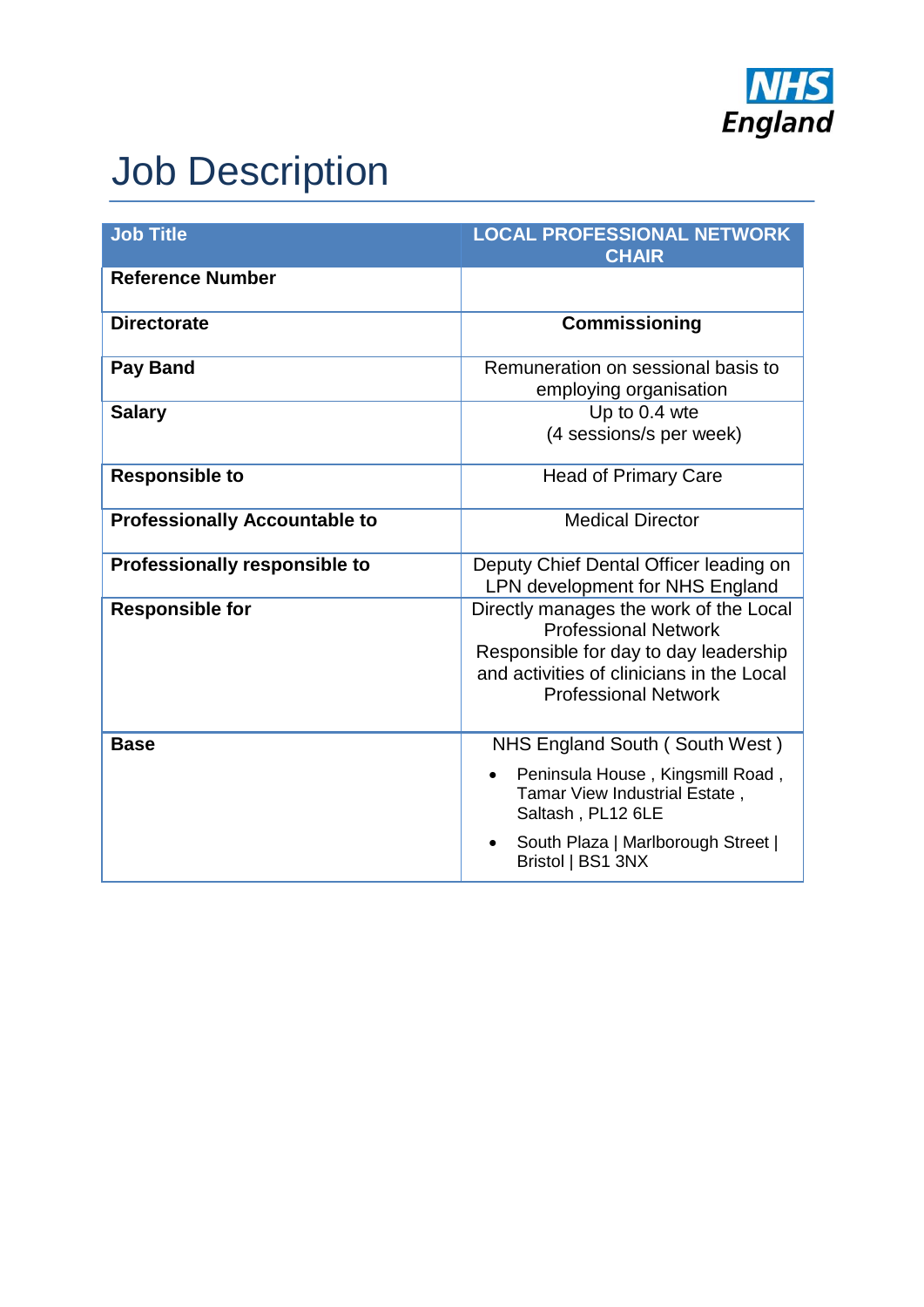# Job Description

| Job Title | LOCAL PROFESSIONAL NETWORK CHAIR |
|---|---|
| **Reference Number** | |
| **Directorate** | **Commissioning** |
| **Pay Band** | Remuneration on sessional basis to employing organisation |
| **Salary** | Up to 0.4 wte<br>(4 sessions/s per week) |
| **Responsible to** | Head of Primary Care |
| **Professionally Accountable to** | Medical Director |
| **Professionally responsible to** | Deputy Chief Dental Officer leading on LPN development for NHS England |
| **Responsible for** | Directly manages the work of the Local Professional Network<br>Responsible for day to day leadership and activities of clinicians in the Local Professional Network |
| **Base** | NHS England South ( South West )<br>• Peninsula House , Kingsmill Road , Tamar View Industrial Estate , Saltash , PL12 6LE<br>• South Plaza \| Marlborough Street \| Bristol \| BS1 3NX |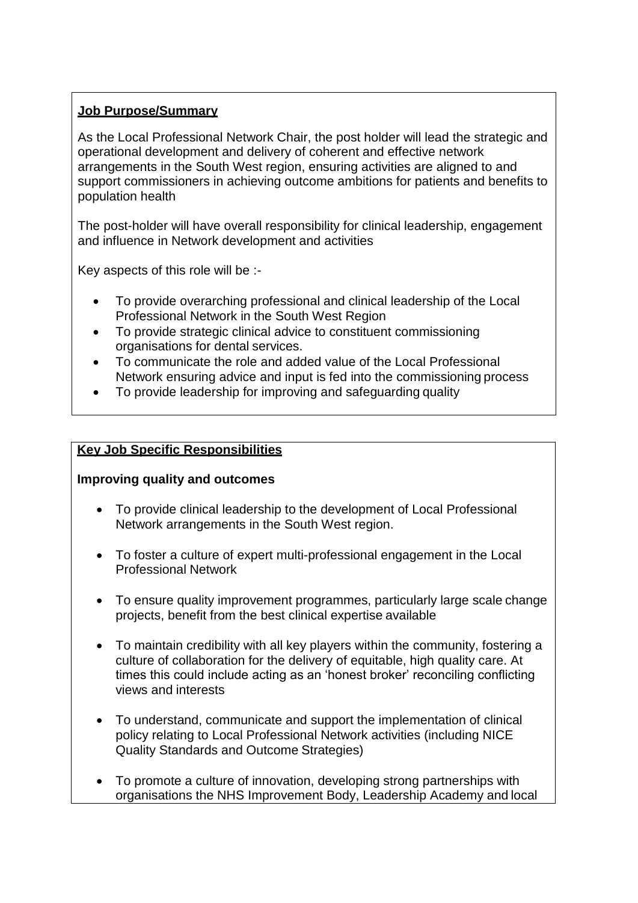**Job Purpose/Summary**

As the Local Professional Network Chair, the post holder will lead the strategic and operational development and delivery of coherent and effective network arrangements in the South West region, ensuring activities are aligned to and support commissioners in achieving outcome ambitions for patients and benefits to population health

The post-holder will have overall responsibility for clinical leadership, engagement and influence in Network development and activities

Key aspects of this role will be :-

- To provide overarching professional and clinical leadership of the Local Professional Network in the South West Region
- To provide strategic clinical advice to constituent commissioning organisations for dental services.
- To communicate the role and added value of the Local Professional Network ensuring advice and input is fed into the commissioning process
- To provide leadership for improving and safeguarding quality

**Key Job Specific Responsibilities**

**Improving quality and outcomes**

- To provide clinical leadership to the development of Local Professional Network arrangements in the South West region.
- To foster a culture of expert multi-professional engagement in the Local Professional Network
- To ensure quality improvement programmes, particularly large scale change projects, benefit from the best clinical expertise available
- To maintain credibility with all key players within the community, fostering a culture of collaboration for the delivery of equitable, high quality care. At times this could include acting as an 'honest broker' reconciling conflicting views and interests
- To understand, communicate and support the implementation of clinical policy relating to Local Professional Network activities (including NICE Quality Standards and Outcome Strategies)
- To promote a culture of innovation, developing strong partnerships with organisations the NHS Improvement Body, Leadership Academy and local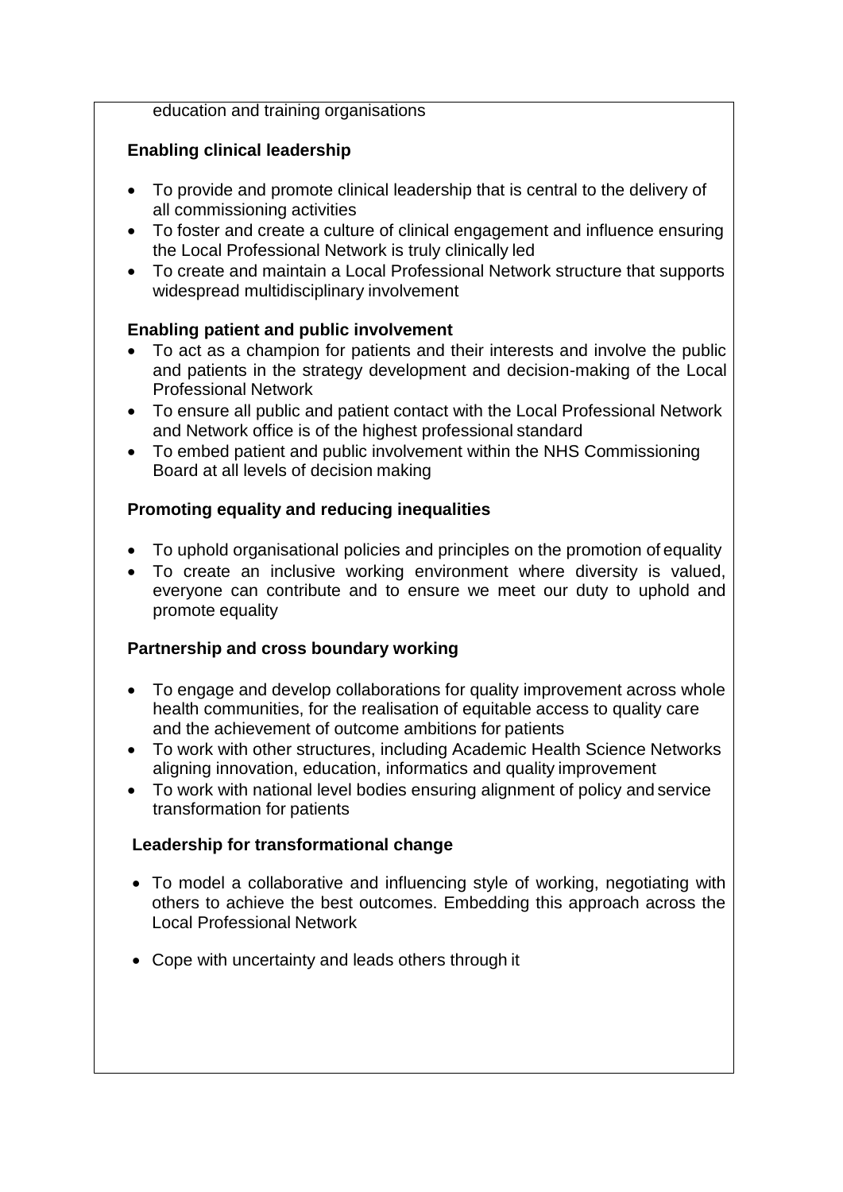education and training organisations

**Enabling clinical leadership**

- To provide and promote clinical leadership that is central to the delivery of all commissioning activities
- To foster and create a culture of clinical engagement and influence ensuring the Local Professional Network is truly clinically led
- To create and maintain a Local Professional Network structure that supports widespread multidisciplinary involvement

**Enabling patient and public involvement**

- To act as a champion for patients and their interests and involve the public and patients in the strategy development and decision-making of the Local Professional Network
- To ensure all public and patient contact with the Local Professional Network and Network office is of the highest professional standard
- To embed patient and public involvement within the NHS Commissioning Board at all levels of decision making

**Promoting equality and reducing inequalities**

- To uphold organisational policies and principles on the promotion of equality
- To create an inclusive working environment where diversity is valued, everyone can contribute and to ensure we meet our duty to uphold and promote equality

**Partnership and cross boundary working**

- To engage and develop collaborations for quality improvement across whole health communities, for the realisation of equitable access to quality care and the achievement of outcome ambitions for patients
- To work with other structures, including Academic Health Science Networks aligning innovation, education, informatics and quality improvement
- To work with national level bodies ensuring alignment of policy and service transformation for patients

**Leadership for transformational change**

- To model a collaborative and influencing style of working, negotiating with others to achieve the best outcomes. Embedding this approach across the Local Professional Network
- Cope with uncertainty and leads others through it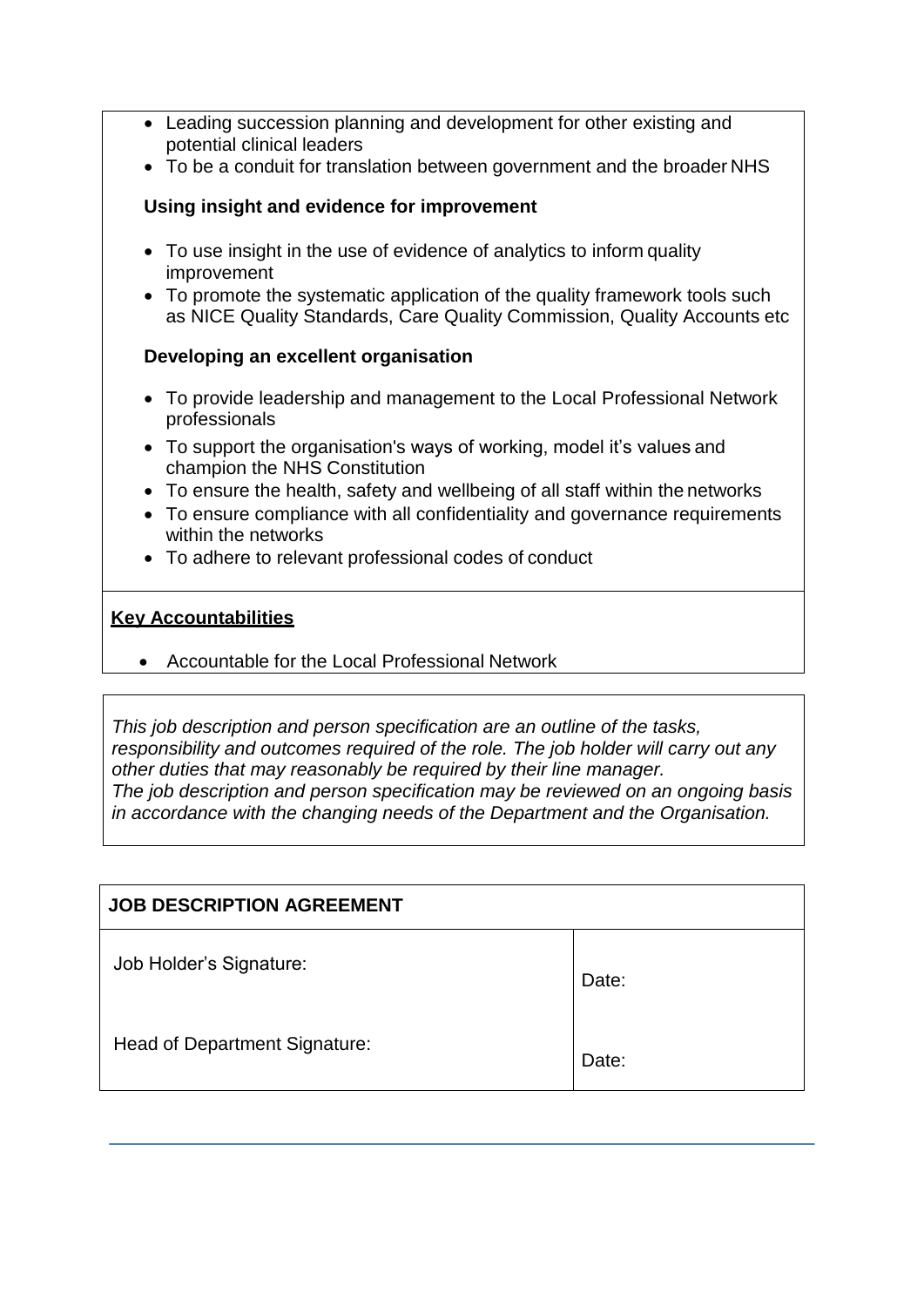- Leading succession planning and development for other existing and potential clinical leaders
- To be a conduit for translation between government and the broader NHS

**Using insight and evidence for improvement**

- To use insight in the use of evidence of analytics to inform quality improvement
- To promote the systematic application of the quality framework tools such as NICE Quality Standards, Care Quality Commission, Quality Accounts etc

**Developing an excellent organisation**

- To provide leadership and management to the Local Professional Network professionals
- To support the organisation's ways of working, model it's values and champion the NHS Constitution
- To ensure the health, safety and wellbeing of all staff within the networks
- To ensure compliance with all confidentiality and governance requirements within the networks
- To adhere to relevant professional codes of conduct

**Key Accountabilities**

- Accountable for the Local Professional Network

*This job description and person specification are an outline of the tasks, responsibility and outcomes required of the role. The job holder will carry out any other duties that may reasonably be required by their line manager. The job description and person specification may be reviewed on an ongoing basis in accordance with the changing needs of the Department and the Organisation.*

| JOB DESCRIPTION AGREEMENT | |
|---|---|
| Job Holder's Signature: | Date: |
| Head of Department Signature: | Date: |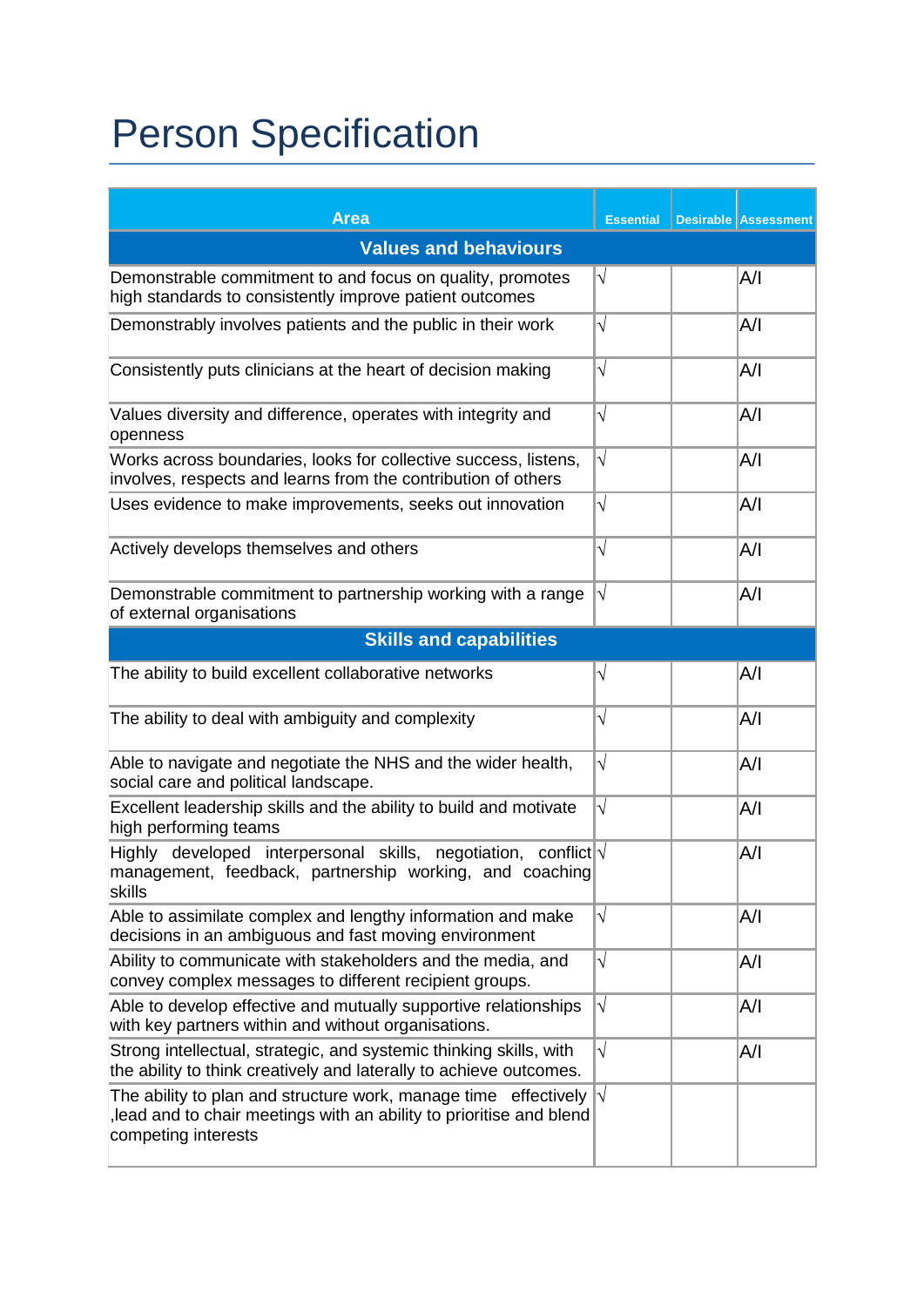# Person Specification

| Area | Essential | Desirable | Assessment |
|---|---|---|---|
| **Values and behaviours** | | | |
| Demonstrable commitment to and focus on quality, promotes high standards to consistently improve patient outcomes | √ | | A/I |
| Demonstrably involves patients and the public in their work | √ | | A/I |
| Consistently puts clinicians at the heart of decision making | √ | | A/I |
| Values diversity and difference, operates with integrity and openness | √ | | A/I |
| Works across boundaries, looks for collective success, listens, involves, respects and learns from the contribution of others | √ | | A/I |
| Uses evidence to make improvements, seeks out innovation | √ | | A/I |
| Actively develops themselves and others | √ | | A/I |
| Demonstrable commitment to partnership working with a range of external organisations | √ | | A/I |
| **Skills and capabilities** | | | |
| The ability to build excellent collaborative networks | √ | | A/I |
| The ability to deal with ambiguity and complexity | √ | | A/I |
| Able to navigate and negotiate the NHS and the wider health, social care and political landscape. | √ | | A/I |
| Excellent leadership skills and the ability to build and motivate high performing teams | √ | | A/I |
| Highly developed interpersonal skills, negotiation, conflict management, feedback, partnership working, and coaching skills | √ | | A/I |
| Able to assimilate complex and lengthy information and make decisions in an ambiguous and fast moving environment | √ | | A/I |
| Ability to communicate with stakeholders and the media, and convey complex messages to different recipient groups. | √ | | A/I |
| Able to develop effective and mutually supportive relationships with key partners within and without organisations. | √ | | A/I |
| Strong intellectual, strategic, and systemic thinking skills, with the ability to think creatively and laterally to achieve outcomes. | √ | | A/I |
| The ability to plan and structure work, manage time effectively ,lead and to chair meetings with an ability to prioritise and blend competing interests | √ | | |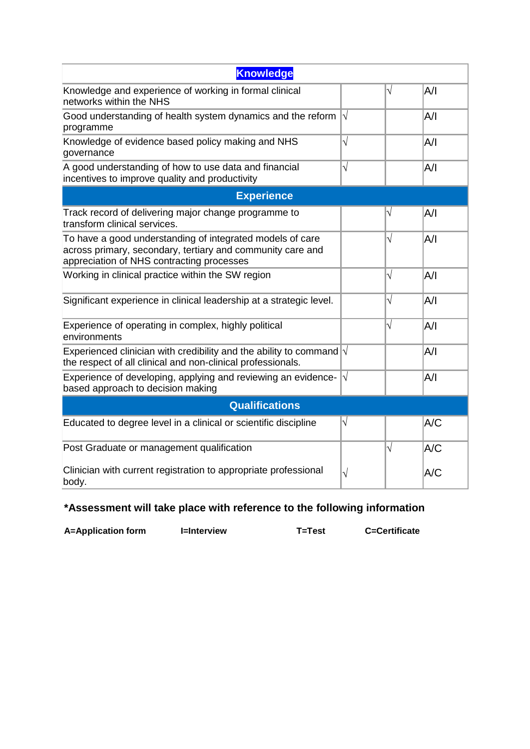| | | | |
|---|---|---|---|
| **Knowledge** | | | |
| Knowledge and experience of working in formal clinical networks within the NHS | | √ | A/I |
| Good understanding of health system dynamics and the reform programme | √ | | A/I |
| Knowledge of evidence based policy making and NHS governance | √ | | A/I |
| A good understanding of how to use data and financial incentives to improve quality and productivity | √ | | A/I |
| **Experience** | | | |
| Track record of delivering major change programme to transform clinical services. | | √ | A/I |
| To have a good understanding of integrated models of care across primary, secondary, tertiary and community care and appreciation of NHS contracting processes | | √ | A/I |
| Working in clinical practice within the SW region | | √ | A/I |
| Significant experience in clinical leadership at a strategic level. | | √ | A/I |
| Experience of operating in complex, highly political environments | | √ | A/I |
| Experienced clinician with credibility and the ability to command the respect of all clinical and non-clinical professionals. | √ | | A/I |
| Experience of developing, applying and reviewing an evidence-based approach to decision making | √ | | A/I |
| **Qualifications** | | | |
| Educated to degree level in a clinical or scientific discipline | √ | | A/C |
| Post Graduate or management qualification | | √ | A/C |
| Clinician with current registration to appropriate professional body. | √ | | A/C |

**\*Assessment will take place with reference to the following information**

**A=Application form** **I=Interview** **T=Test** **C=Certificate**